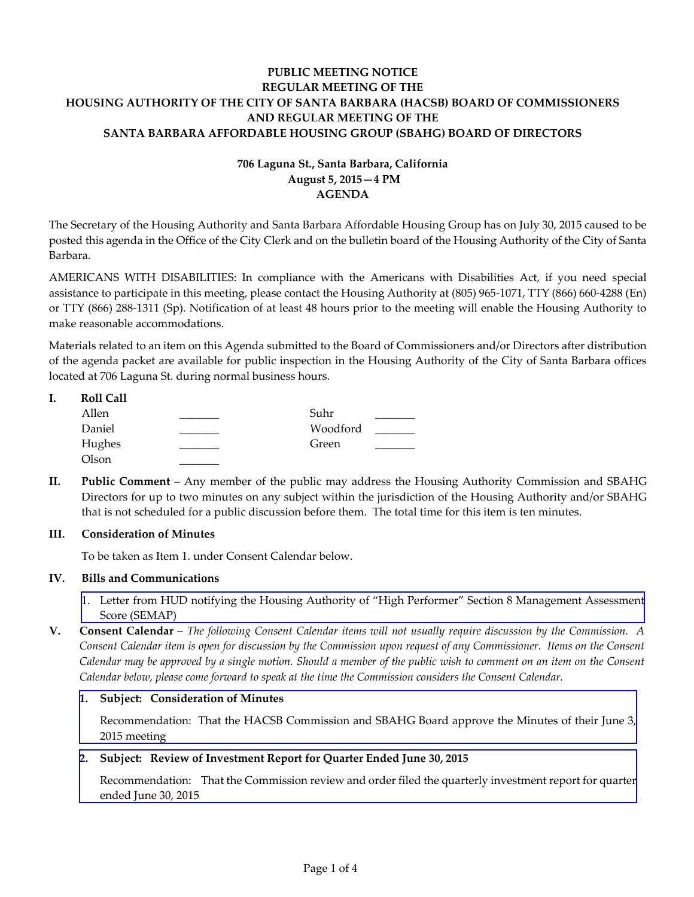**PUBLIC MEETING NOTICE**
**REGULAR MEETING OF THE**
**HOUSING AUTHORITY OF THE CITY OF SANTA BARBARA (HACSB) BOARD OF COMMISSIONERS**
**AND REGULAR MEETING OF THE**
**SANTA BARBARA AFFORDABLE HOUSING GROUP (SBAHG) BOARD OF DIRECTORS**

**706 Laguna St., Santa Barbara, California**
**August 5, 2015—4 PM**
**AGENDA**

The Secretary of the Housing Authority and Santa Barbara Affordable Housing Group has on July 30, 2015 caused to be posted this agenda in the Office of the City Clerk and on the bulletin board of the Housing Authority of the City of Santa Barbara.

AMERICANS WITH DISABILITIES: In compliance with the Americans with Disabilities Act, if you need special assistance to participate in this meeting, please contact the Housing Authority at (805) 965-1071, TTY (866) 660-4288 (En) or TTY (866) 288-1311 (Sp). Notification of at least 48 hours prior to the meeting will enable the Housing Authority to make reasonable accommodations.

Materials related to an item on this Agenda submitted to the Board of Commissioners and/or Directors after distribution of the agenda packet are available for public inspection in the Housing Authority of the City of Santa Barbara offices located at 706 Laguna St. during normal business hours.

**I. Roll Call**

| | | | |
|---|---|---|---|
| Allen | _______ | Suhr | _______ |
| Daniel | _______ | Woodford | _______ |
| Hughes | _______ | Green | _______ |
| Olson | _______ | | |

**II. Public Comment** – Any member of the public may address the Housing Authority Commission and SBAHG Directors for up to two minutes on any subject within the jurisdiction of the Housing Authority and/or SBAHG that is not scheduled for a public discussion before them. The total time for this item is ten minutes.

**III. Consideration of Minutes**

To be taken as Item 1. under Consent Calendar below.

**IV. Bills and Communications**

1. Letter from HUD notifying the Housing Authority of "High Performer" Section 8 Management Assessment Score (SEMAP)

**V. Consent Calendar** – *The following Consent Calendar items will not usually require discussion by the Commission. A Consent Calendar item is open for discussion by the Commission upon request of any Commissioner. Items on the Consent Calendar may be approved by a single motion. Should a member of the public wish to comment on an item on the Consent Calendar below, please come forward to speak at the time the Commission considers the Consent Calendar.*

1. **Subject: Consideration of Minutes**

   Recommendation: That the HACSB Commission and SBAHG Board approve the Minutes of their June 3, 2015 meeting

2. **Subject: Review of Investment Report for Quarter Ended June 30, 2015**

   Recommendation: That the Commission review and order filed the quarterly investment report for quarter ended June 30, 2015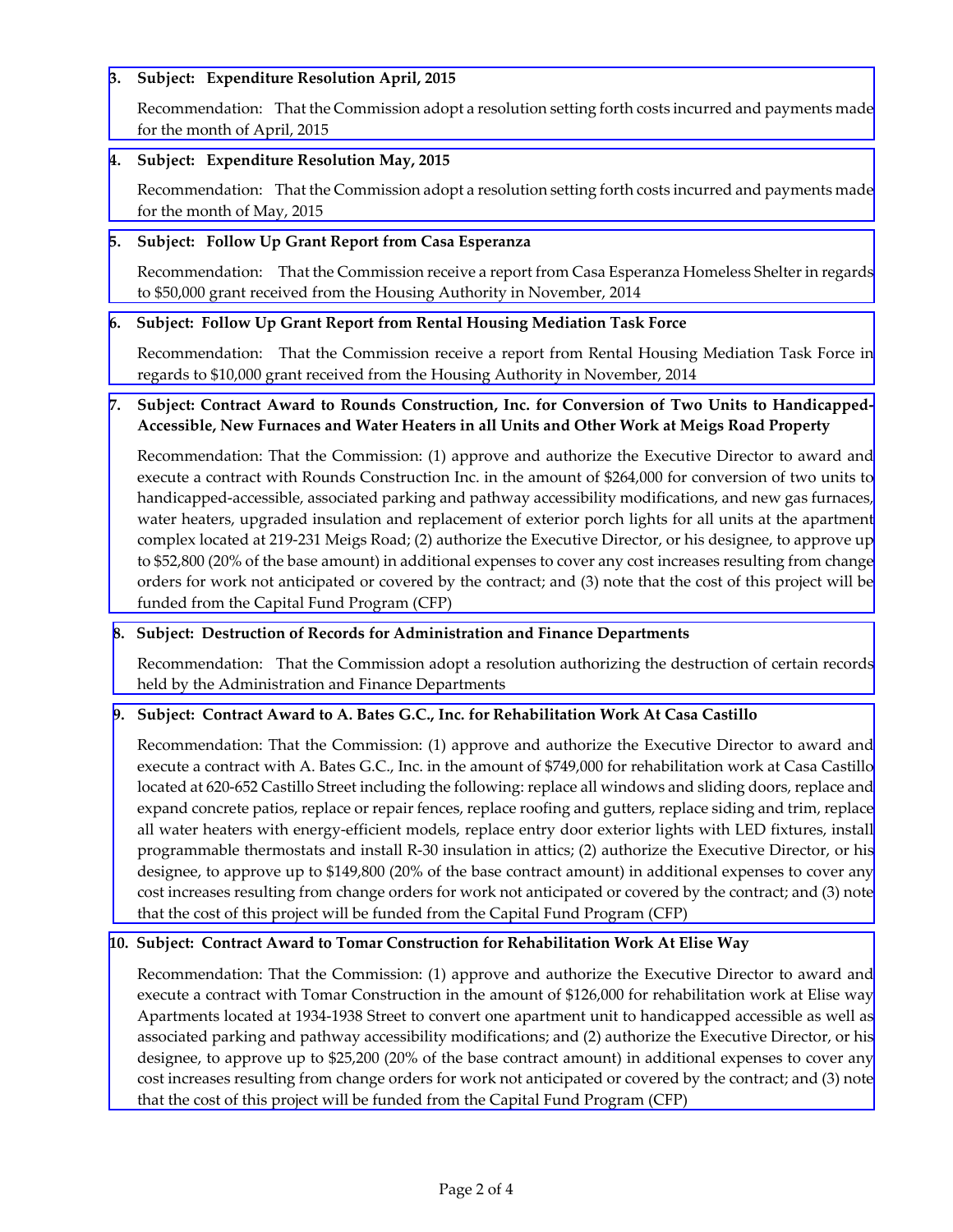3. **Subject: Expenditure Resolution April, 2015**

   Recommendation: That the Commission adopt a resolution setting forth costs incurred and payments made for the month of April, 2015

4. **Subject: Expenditure Resolution May, 2015**

   Recommendation: That the Commission adopt a resolution setting forth costs incurred and payments made for the month of May, 2015

5. **Subject: Follow Up Grant Report from Casa Esperanza**

   Recommendation: That the Commission receive a report from Casa Esperanza Homeless Shelter in regards to $50,000 grant received from the Housing Authority in November, 2014

6. **Subject: Follow Up Grant Report from Rental Housing Mediation Task Force**

   Recommendation: That the Commission receive a report from Rental Housing Mediation Task Force in regards to $10,000 grant received from the Housing Authority in November, 2014

7. **Subject: Contract Award to Rounds Construction, Inc. for Conversion of Two Units to Handicapped-Accessible, New Furnaces and Water Heaters in all Units and Other Work at Meigs Road Property**

   Recommendation: That the Commission: (1) approve and authorize the Executive Director to award and execute a contract with Rounds Construction Inc. in the amount of $264,000 for conversion of two units to handicapped-accessible, associated parking and pathway accessibility modifications, and new gas furnaces, water heaters, upgraded insulation and replacement of exterior porch lights for all units at the apartment complex located at 219-231 Meigs Road; (2) authorize the Executive Director, or his designee, to approve up to $52,800 (20% of the base amount) in additional expenses to cover any cost increases resulting from change orders for work not anticipated or covered by the contract; and (3) note that the cost of this project will be funded from the Capital Fund Program (CFP)

8. **Subject: Destruction of Records for Administration and Finance Departments**

   Recommendation: That the Commission adopt a resolution authorizing the destruction of certain records held by the Administration and Finance Departments

9. **Subject: Contract Award to A. Bates G.C., Inc. for Rehabilitation Work At Casa Castillo**

   Recommendation: That the Commission: (1) approve and authorize the Executive Director to award and execute a contract with A. Bates G.C., Inc. in the amount of $749,000 for rehabilitation work at Casa Castillo located at 620-652 Castillo Street including the following: replace all windows and sliding doors, replace and expand concrete patios, replace or repair fences, replace roofing and gutters, replace siding and trim, replace all water heaters with energy-efficient models, replace entry door exterior lights with LED fixtures, install programmable thermostats and install R-30 insulation in attics; (2) authorize the Executive Director, or his designee, to approve up to $149,800 (20% of the base contract amount) in additional expenses to cover any cost increases resulting from change orders for work not anticipated or covered by the contract; and (3) note that the cost of this project will be funded from the Capital Fund Program (CFP)

10. **Subject: Contract Award to Tomar Construction for Rehabilitation Work At Elise Way**

    Recommendation: That the Commission: (1) approve and authorize the Executive Director to award and execute a contract with Tomar Construction in the amount of $126,000 for rehabilitation work at Elise way Apartments located at 1934-1938 Street to convert one apartment unit to handicapped accessible as well as associated parking and pathway accessibility modifications; and (2) authorize the Executive Director, or his designee, to approve up to $25,200 (20% of the base contract amount) in additional expenses to cover any cost increases resulting from change orders for work not anticipated or covered by the contract; and (3) note that the cost of this project will be funded from the Capital Fund Program (CFP)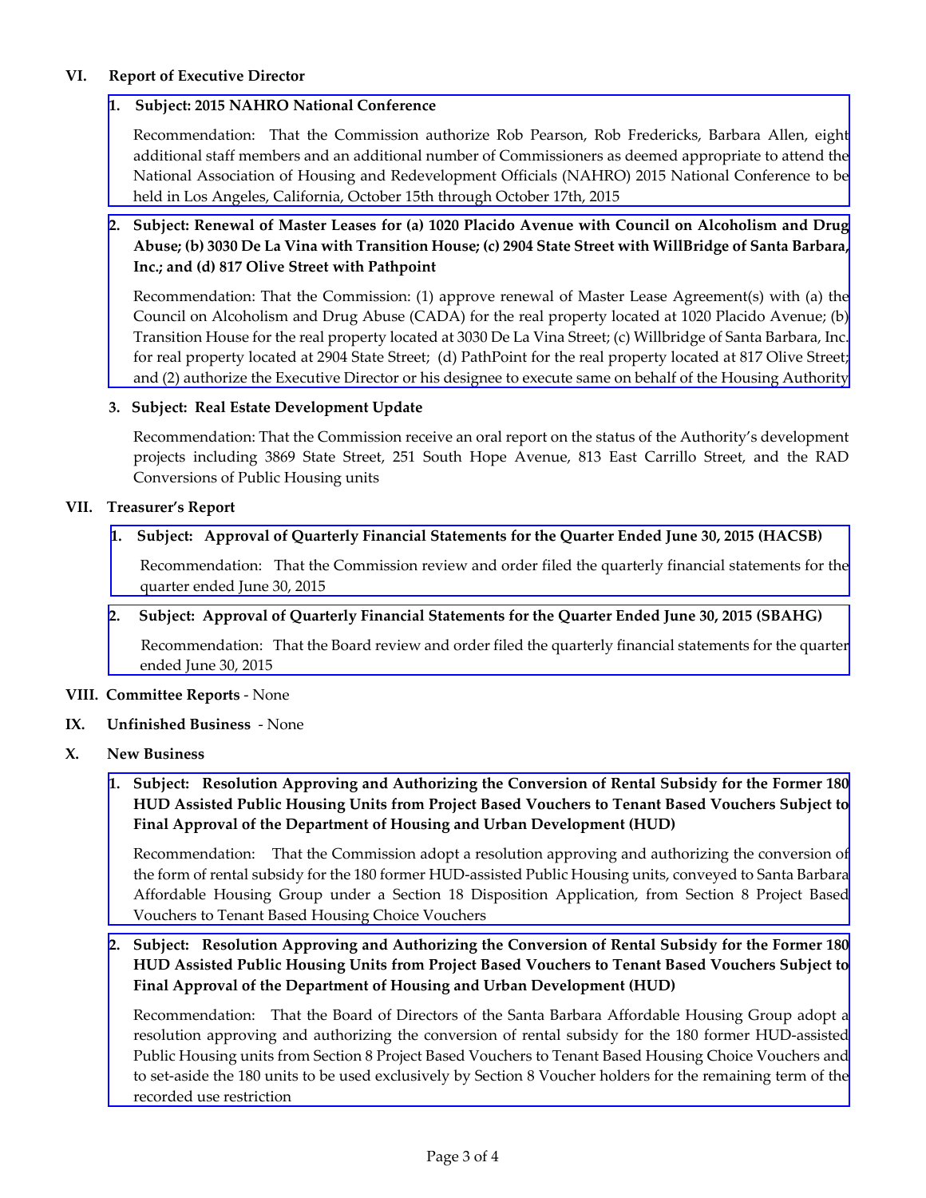## VI. Report of Executive Director

### 1. Subject: 2015 NAHRO National Conference

Recommendation: That the Commission authorize Rob Pearson, Rob Fredericks, Barbara Allen, eight additional staff members and an additional number of Commissioners as deemed appropriate to attend the National Association of Housing and Redevelopment Officials (NAHRO) 2015 National Conference to be held in Los Angeles, California, October 15th through October 17th, 2015

### 2. Subject: Renewal of Master Leases for (a) 1020 Placido Avenue with Council on Alcoholism and Drug Abuse; (b) 3030 De La Vina with Transition House; (c) 2904 State Street with WillBridge of Santa Barbara, Inc.; and (d) 817 Olive Street with Pathpoint

Recommendation: That the Commission: (1) approve renewal of Master Lease Agreement(s) with (a) the Council on Alcoholism and Drug Abuse (CADA) for the real property located at 1020 Placido Avenue; (b) Transition House for the real property located at 3030 De La Vina Street; (c) Willbridge of Santa Barbara, Inc. for real property located at 2904 State Street; (d) PathPoint for the real property located at 817 Olive Street; and (2) authorize the Executive Director or his designee to execute same on behalf of the Housing Authority

### 3. Subject: Real Estate Development Update

Recommendation: That the Commission receive an oral report on the status of the Authority's development projects including 3869 State Street, 251 South Hope Avenue, 813 East Carrillo Street, and the RAD Conversions of Public Housing units

## VII. Treasurer's Report

### 1. Subject: Approval of Quarterly Financial Statements for the Quarter Ended June 30, 2015 (HACSB)

Recommendation: That the Commission review and order filed the quarterly financial statements for the quarter ended June 30, 2015

### 2. Subject: Approval of Quarterly Financial Statements for the Quarter Ended June 30, 2015 (SBAHG)

Recommendation: That the Board review and order filed the quarterly financial statements for the quarter ended June 30, 2015

## VIII. Committee Reports - None

## IX. Unfinished Business - None

## X. New Business

### 1. Subject: Resolution Approving and Authorizing the Conversion of Rental Subsidy for the Former 180 HUD Assisted Public Housing Units from Project Based Vouchers to Tenant Based Vouchers Subject to Final Approval of the Department of Housing and Urban Development (HUD)

Recommendation: That the Commission adopt a resolution approving and authorizing the conversion of the form of rental subsidy for the 180 former HUD-assisted Public Housing units, conveyed to Santa Barbara Affordable Housing Group under a Section 18 Disposition Application, from Section 8 Project Based Vouchers to Tenant Based Housing Choice Vouchers

### 2. Subject: Resolution Approving and Authorizing the Conversion of Rental Subsidy for the Former 180 HUD Assisted Public Housing Units from Project Based Vouchers to Tenant Based Vouchers Subject to Final Approval of the Department of Housing and Urban Development (HUD)

Recommendation: That the Board of Directors of the Santa Barbara Affordable Housing Group adopt a resolution approving and authorizing the conversion of rental subsidy for the 180 former HUD-assisted Public Housing units from Section 8 Project Based Vouchers to Tenant Based Housing Choice Vouchers and to set-aside the 180 units to be used exclusively by Section 8 Voucher holders for the remaining term of the recorded use restriction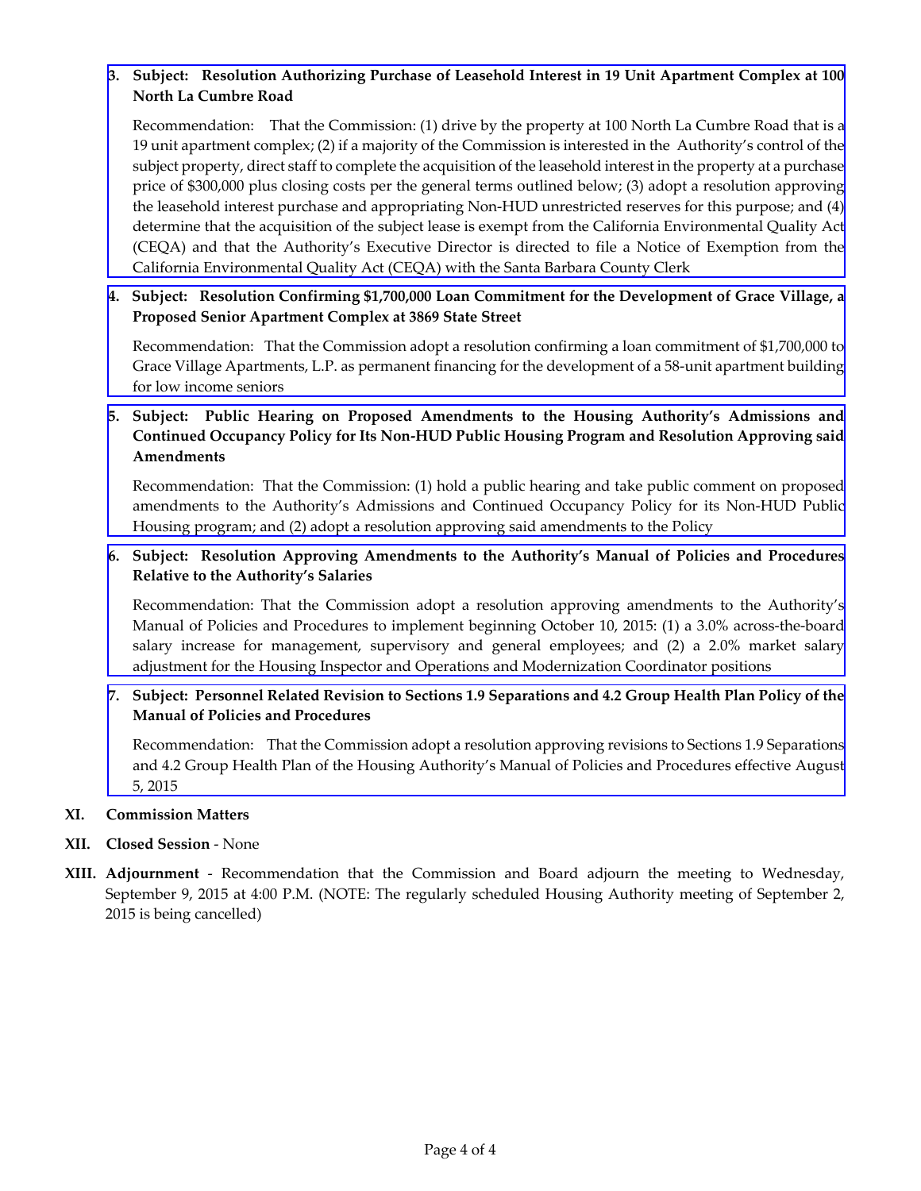3. **Subject: Resolution Authorizing Purchase of Leasehold Interest in 19 Unit Apartment Complex at 100 North La Cumbre Road**

   Recommendation: That the Commission: (1) drive by the property at 100 North La Cumbre Road that is a 19 unit apartment complex; (2) if a majority of the Commission is interested in the Authority's control of the subject property, direct staff to complete the acquisition of the leasehold interest in the property at a purchase price of $300,000 plus closing costs per the general terms outlined below; (3) adopt a resolution approving the leasehold interest purchase and appropriating Non-HUD unrestricted reserves for this purpose; and (4) determine that the acquisition of the subject lease is exempt from the California Environmental Quality Act (CEQA) and that the Authority's Executive Director is directed to file a Notice of Exemption from the California Environmental Quality Act (CEQA) with the Santa Barbara County Clerk

4. **Subject: Resolution Confirming $1,700,000 Loan Commitment for the Development of Grace Village, a Proposed Senior Apartment Complex at 3869 State Street**

   Recommendation: That the Commission adopt a resolution confirming a loan commitment of $1,700,000 to Grace Village Apartments, L.P. as permanent financing for the development of a 58-unit apartment building for low income seniors

5. **Subject: Public Hearing on Proposed Amendments to the Housing Authority's Admissions and Continued Occupancy Policy for Its Non-HUD Public Housing Program and Resolution Approving said Amendments**

   Recommendation: That the Commission: (1) hold a public hearing and take public comment on proposed amendments to the Authority's Admissions and Continued Occupancy Policy for its Non-HUD Public Housing program; and (2) adopt a resolution approving said amendments to the Policy

6. **Subject: Resolution Approving Amendments to the Authority's Manual of Policies and Procedures Relative to the Authority's Salaries**

   Recommendation: That the Commission adopt a resolution approving amendments to the Authority's Manual of Policies and Procedures to implement beginning October 10, 2015: (1) a 3.0% across-the-board salary increase for management, supervisory and general employees; and (2) a 2.0% market salary adjustment for the Housing Inspector and Operations and Modernization Coordinator positions

7. **Subject: Personnel Related Revision to Sections 1.9 Separations and 4.2 Group Health Plan Policy of the Manual of Policies and Procedures**

   Recommendation: That the Commission adopt a resolution approving revisions to Sections 1.9 Separations and 4.2 Group Health Plan of the Housing Authority's Manual of Policies and Procedures effective August 5, 2015

**XI. Commission Matters**

**XII. Closed Session** - None

**XIII. Adjournment** - Recommendation that the Commission and Board adjourn the meeting to Wednesday, September 9, 2015 at 4:00 P.M. (NOTE: The regularly scheduled Housing Authority meeting of September 2, 2015 is being cancelled)